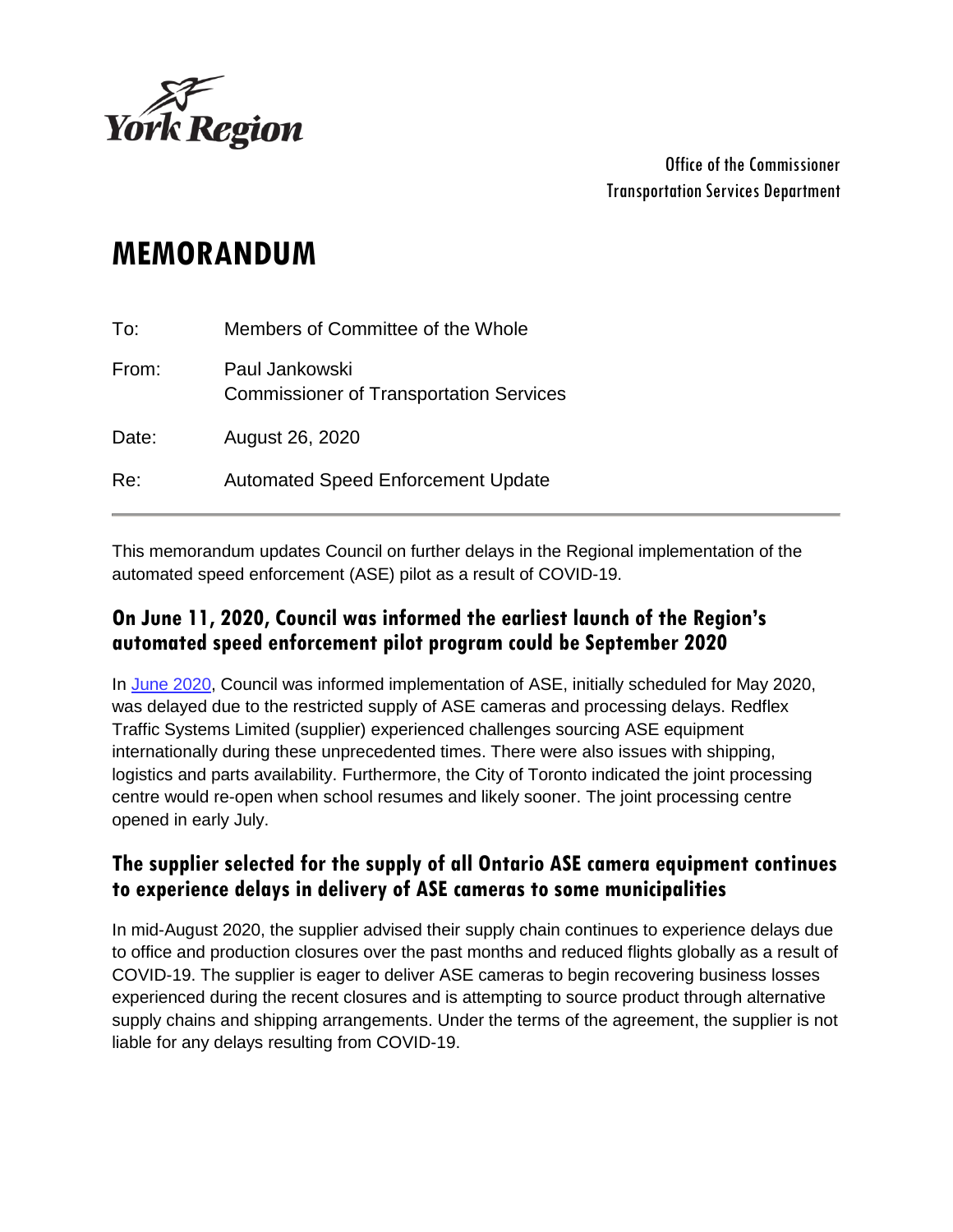York Region

Office of the Commissioner
Transportation Services Department

# MEMORANDUM

To: Members of Committee of the Whole

From: Paul Jankowski
Commissioner of Transportation Services

Date: August 26, 2020

Re: Automated Speed Enforcement Update

---

This memorandum updates Council on further delays in the Regional implementation of the automated speed enforcement (ASE) pilot as a result of COVID-19.

## On June 11, 2020, Council was informed the earliest launch of the Region's automated speed enforcement pilot program could be September 2020

In June 2020, Council was informed implementation of ASE, initially scheduled for May 2020, was delayed due to the restricted supply of ASE cameras and processing delays. Redflex Traffic Systems Limited (supplier) experienced challenges sourcing ASE equipment internationally during these unprecedented times. There were also issues with shipping, logistics and parts availability. Furthermore, the City of Toronto indicated the joint processing centre would re-open when school resumes and likely sooner. The joint processing centre opened in early July.

## The supplier selected for the supply of all Ontario ASE camera equipment continues to experience delays in delivery of ASE cameras to some municipalities

In mid-August 2020, the supplier advised their supply chain continues to experience delays due to office and production closures over the past months and reduced flights globally as a result of COVID-19. The supplier is eager to deliver ASE cameras to begin recovering business losses experienced during the recent closures and is attempting to source product through alternative supply chains and shipping arrangements. Under the terms of the agreement, the supplier is not liable for any delays resulting from COVID-19.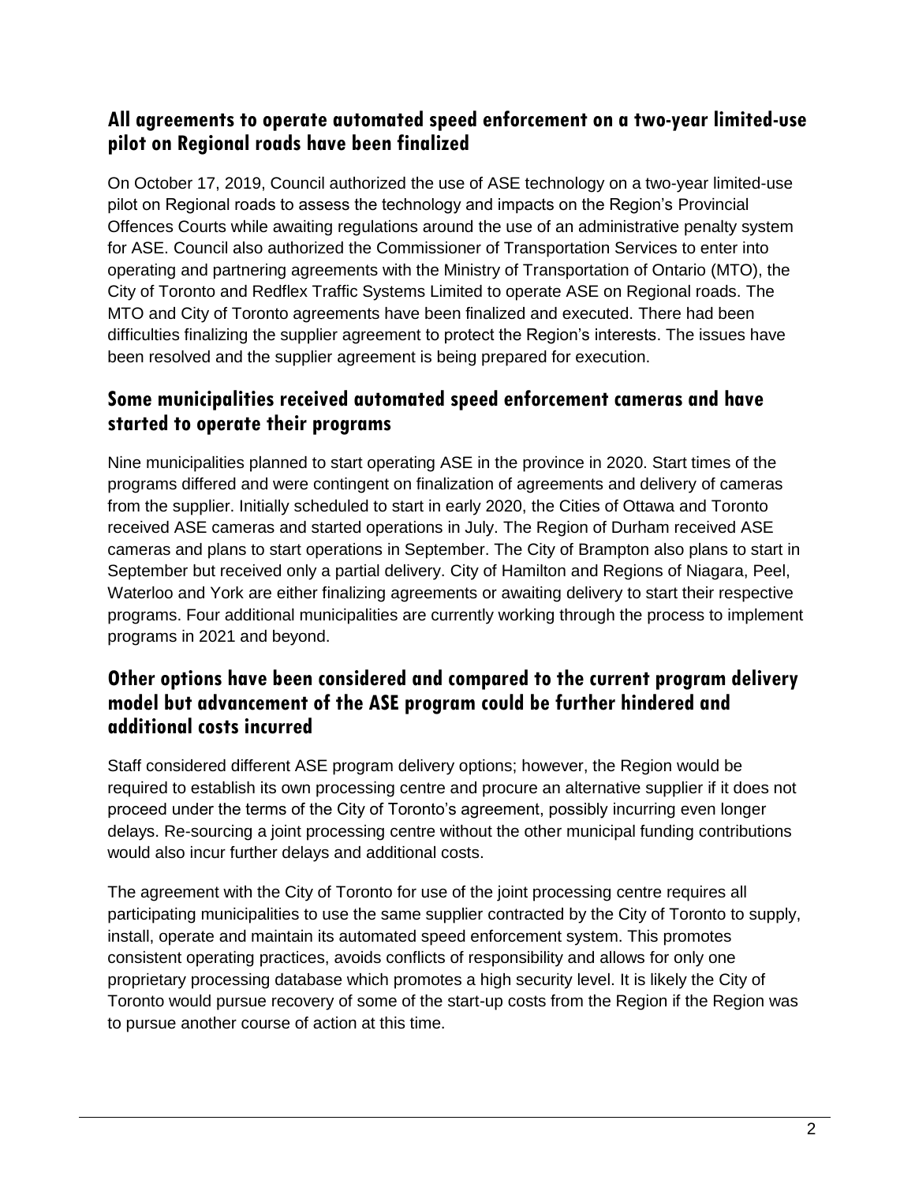## All agreements to operate automated speed enforcement on a two-year limited-use pilot on Regional roads have been finalized

On October 17, 2019, Council authorized the use of ASE technology on a two-year limited-use pilot on Regional roads to assess the technology and impacts on the Region's Provincial Offences Courts while awaiting regulations around the use of an administrative penalty system for ASE. Council also authorized the Commissioner of Transportation Services to enter into operating and partnering agreements with the Ministry of Transportation of Ontario (MTO), the City of Toronto and Redflex Traffic Systems Limited to operate ASE on Regional roads. The MTO and City of Toronto agreements have been finalized and executed. There had been difficulties finalizing the supplier agreement to protect the Region's interests. The issues have been resolved and the supplier agreement is being prepared for execution.

## Some municipalities received automated speed enforcement cameras and have started to operate their programs

Nine municipalities planned to start operating ASE in the province in 2020. Start times of the programs differed and were contingent on finalization of agreements and delivery of cameras from the supplier. Initially scheduled to start in early 2020, the Cities of Ottawa and Toronto received ASE cameras and started operations in July. The Region of Durham received ASE cameras and plans to start operations in September. The City of Brampton also plans to start in September but received only a partial delivery. City of Hamilton and Regions of Niagara, Peel, Waterloo and York are either finalizing agreements or awaiting delivery to start their respective programs. Four additional municipalities are currently working through the process to implement programs in 2021 and beyond.

## Other options have been considered and compared to the current program delivery model but advancement of the ASE program could be further hindered and additional costs incurred

Staff considered different ASE program delivery options; however, the Region would be required to establish its own processing centre and procure an alternative supplier if it does not proceed under the terms of the City of Toronto's agreement, possibly incurring even longer delays. Re-sourcing a joint processing centre without the other municipal funding contributions would also incur further delays and additional costs.

The agreement with the City of Toronto for use of the joint processing centre requires all participating municipalities to use the same supplier contracted by the City of Toronto to supply, install, operate and maintain its automated speed enforcement system. This promotes consistent operating practices, avoids conflicts of responsibility and allows for only one proprietary processing database which promotes a high security level. It is likely the City of Toronto would pursue recovery of some of the start-up costs from the Region if the Region was to pursue another course of action at this time.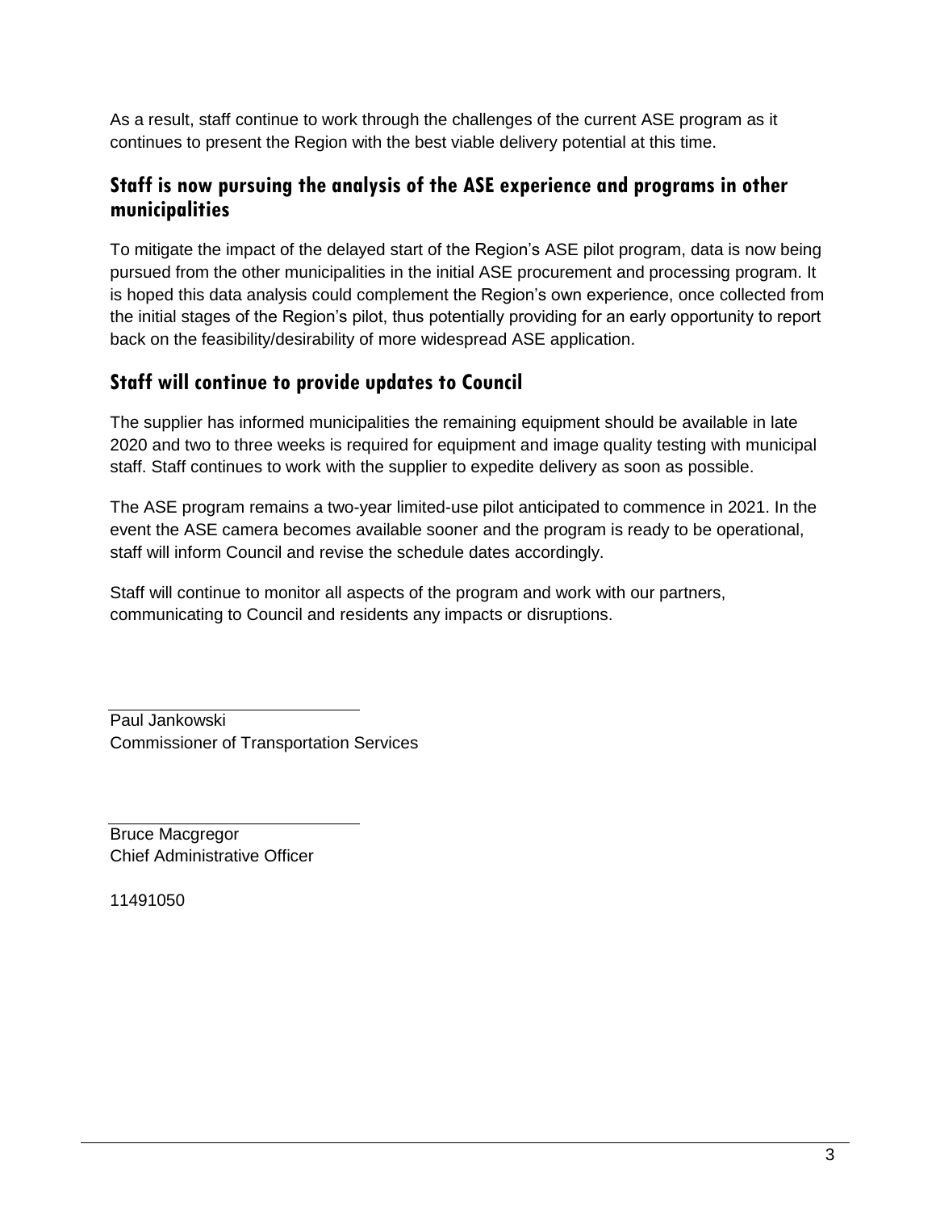As a result, staff continue to work through the challenges of the current ASE program as it continues to present the Region with the best viable delivery potential at this time.

## Staff is now pursuing the analysis of the ASE experience and programs in other municipalities

To mitigate the impact of the delayed start of the Region's ASE pilot program, data is now being pursued from the other municipalities in the initial ASE procurement and processing program. It is hoped this data analysis could complement the Region's own experience, once collected from the initial stages of the Region's pilot, thus potentially providing for an early opportunity to report back on the feasibility/desirability of more widespread ASE application.

## Staff will continue to provide updates to Council

The supplier has informed municipalities the remaining equipment should be available in late 2020 and two to three weeks is required for equipment and image quality testing with municipal staff. Staff continues to work with the supplier to expedite delivery as soon as possible.

The ASE program remains a two-year limited-use pilot anticipated to commence in 2021. In the event the ASE camera becomes available sooner and the program is ready to be operational, staff will inform Council and revise the schedule dates accordingly.

Staff will continue to monitor all aspects of the program and work with our partners, communicating to Council and residents any impacts or disruptions.

Paul Jankowski
Commissioner of Transportation Services

Bruce Macgregor
Chief Administrative Officer

11491050